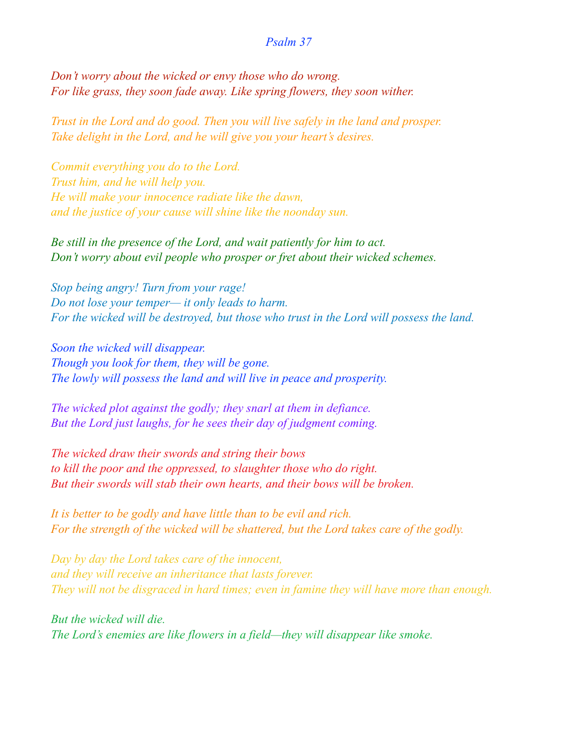*Psalm 37*

*Don't worry about the wicked or envy those who do wrong.*
*For like grass, they soon fade away. Like spring flowers, they soon wither.*

*Trust in the Lord and do good. Then you will live safely in the land and prosper.*
*Take delight in the Lord, and he will give you your heart's desires.*

*Commit everything you do to the Lord.*
*Trust him, and he will help you.*
*He will make your innocence radiate like the dawn,*
*and the justice of your cause will shine like the noonday sun.*

*Be still in the presence of the Lord, and wait patiently for him to act.*
*Don't worry about evil people who prosper or fret about their wicked schemes.*

*Stop being angry! Turn from your rage!*
*Do not lose your temper— it only leads to harm.*
*For the wicked will be destroyed, but those who trust in the Lord will possess the land.*

*Soon the wicked will disappear.*
*Though you look for them, they will be gone.*
*The lowly will possess the land and will live in peace and prosperity.*

*The wicked plot against the godly; they snarl at them in defiance.*
*But the Lord just laughs, for he sees their day of judgment coming.*

*The wicked draw their swords and string their bows*
*to kill the poor and the oppressed, to slaughter those who do right.*
*But their swords will stab their own hearts, and their bows will be broken.*

*It is better to be godly and have little than to be evil and rich.*
*For the strength of the wicked will be shattered, but the Lord takes care of the godly.*

*Day by day the Lord takes care of the innocent,*
*and they will receive an inheritance that lasts forever.*
*They will not be disgraced in hard times; even in famine they will have more than enough.*

*But the wicked will die.*
*The Lord's enemies are like flowers in a field—they will disappear like smoke.*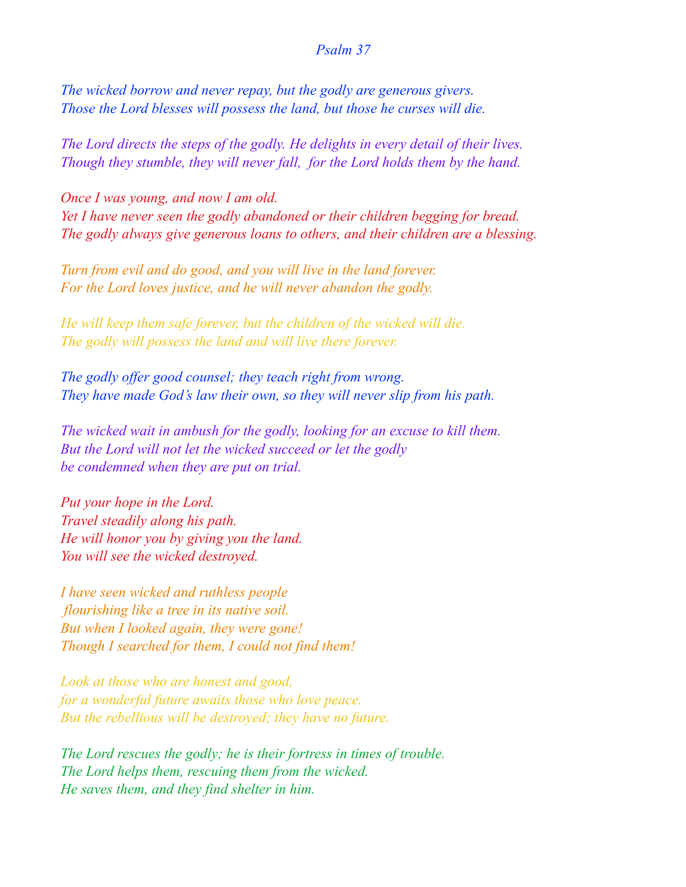*Psalm 37*

*The wicked borrow and never repay, but the godly are generous givers.*
*Those the Lord blesses will possess the land, but those he curses will die.*

*The Lord directs the steps of the godly. He delights in every detail of their lives.*
*Though they stumble, they will never fall, for the Lord holds them by the hand.*

*Once I was young, and now I am old.*
*Yet I have never seen the godly abandoned or their children begging for bread.*
*The godly always give generous loans to others, and their children are a blessing.*

*Turn from evil and do good, and you will live in the land forever.*
*For the Lord loves justice, and he will never abandon the godly.*

*He will keep them safe forever, but the children of the wicked will die.*
*The godly will possess the land and will live there forever.*

*The godly offer good counsel; they teach right from wrong.*
*They have made God's law their own, so they will never slip from his path.*

*The wicked wait in ambush for the godly, looking for an excuse to kill them.*
*But the Lord will not let the wicked succeed or let the godly*
*be condemned when they are put on trial.*

*Put your hope in the Lord.*
*Travel steadily along his path.*
*He will honor you by giving you the land.*
*You will see the wicked destroyed.*

*I have seen wicked and ruthless people*
*flourishing like a tree in its native soil.*
*But when I looked again, they were gone!*
*Though I searched for them, I could not find them!*

*Look at those who are honest and good,*
*for a wonderful future awaits those who love peace.*
*But the rebellious will be destroyed; they have no future.*

*The Lord rescues the godly; he is their fortress in times of trouble.*
*The Lord helps them, rescuing them from the wicked.*
*He saves them, and they find shelter in him.*